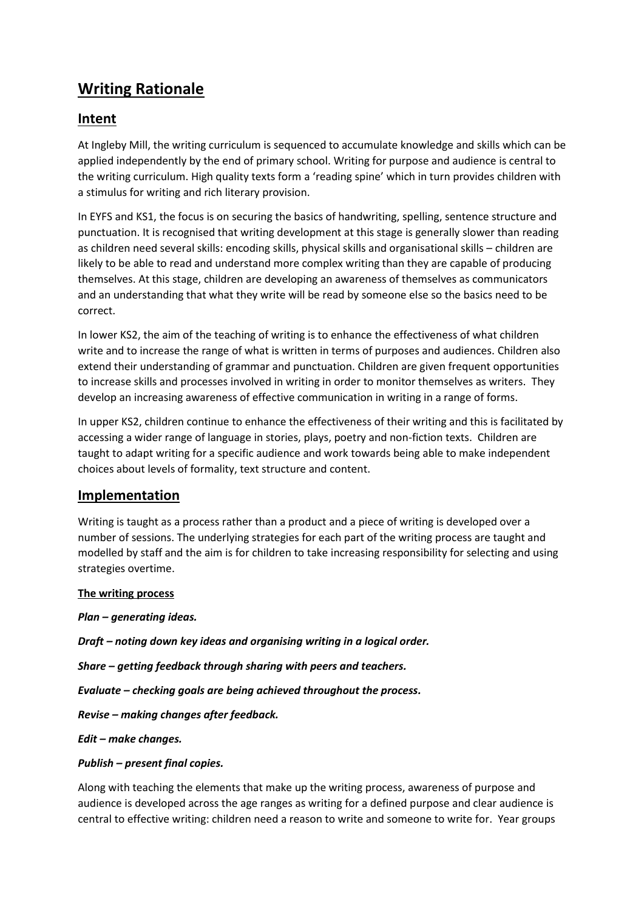# Writing Rationale

## Intent

At Ingleby Mill, the writing curriculum is sequenced to accumulate knowledge and skills which can be applied independently by the end of primary school. Writing for purpose and audience is central to the writing curriculum. High quality texts form a 'reading spine' which in turn provides children with a stimulus for writing and rich literary provision.

In EYFS and KS1, the focus is on securing the basics of handwriting, spelling, sentence structure and punctuation. It is recognised that writing development at this stage is generally slower than reading as children need several skills: encoding skills, physical skills and organisational skills – children are likely to be able to read and understand more complex writing than they are capable of producing themselves. At this stage, children are developing an awareness of themselves as communicators and an understanding that what they write will be read by someone else so the basics need to be correct.

In lower KS2, the aim of the teaching of writing is to enhance the effectiveness of what children write and to increase the range of what is written in terms of purposes and audiences. Children also extend their understanding of grammar and punctuation. Children are given frequent opportunities to increase skills and processes involved in writing in order to monitor themselves as writers. They develop an increasing awareness of effective communication in writing in a range of forms.

In upper KS2, children continue to enhance the effectiveness of their writing and this is facilitated by accessing a wider range of language in stories, plays, poetry and non-fiction texts. Children are taught to adapt writing for a specific audience and work towards being able to make independent choices about levels of formality, text structure and content.

## Implementation

Writing is taught as a process rather than a product and a piece of writing is developed over a number of sessions. The underlying strategies for each part of the writing process are taught and modelled by staff and the aim is for children to take increasing responsibility for selecting and using strategies overtime.

**The writing process**

***Plan – generating ideas.***

***Draft – noting down key ideas and organising writing in a logical order.***

***Share – getting feedback through sharing with peers and teachers.***

***Evaluate – checking goals are being achieved throughout the process.***

***Revise – making changes after feedback.***

***Edit – make changes.***

***Publish – present final copies.***

Along with teaching the elements that make up the writing process, awareness of purpose and audience is developed across the age ranges as writing for a defined purpose and clear audience is central to effective writing: children need a reason to write and someone to write for. Year groups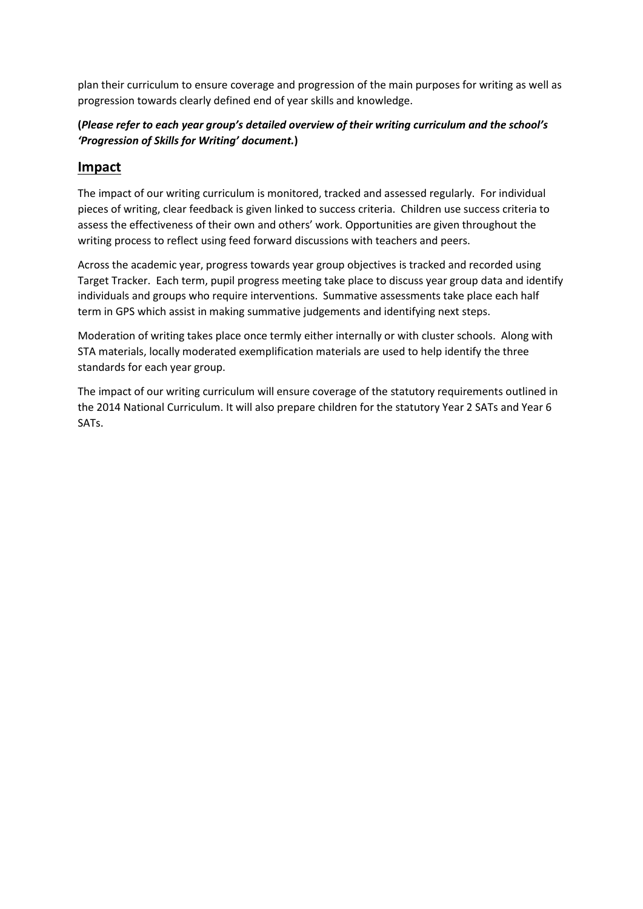plan their curriculum to ensure coverage and progression of the main purposes for writing as well as progression towards clearly defined end of year skills and knowledge.

**(*Please refer to each year group's detailed overview of their writing curriculum and the school's 'Progression of Skills for Writing' document.*)**

## Impact

The impact of our writing curriculum is monitored, tracked and assessed regularly. For individual pieces of writing, clear feedback is given linked to success criteria. Children use success criteria to assess the effectiveness of their own and others' work. Opportunities are given throughout the writing process to reflect using feed forward discussions with teachers and peers.

Across the academic year, progress towards year group objectives is tracked and recorded using Target Tracker. Each term, pupil progress meeting take place to discuss year group data and identify individuals and groups who require interventions. Summative assessments take place each half term in GPS which assist in making summative judgements and identifying next steps.

Moderation of writing takes place once termly either internally or with cluster schools. Along with STA materials, locally moderated exemplification materials are used to help identify the three standards for each year group.

The impact of our writing curriculum will ensure coverage of the statutory requirements outlined in the 2014 National Curriculum. It will also prepare children for the statutory Year 2 SATs and Year 6 SATs.